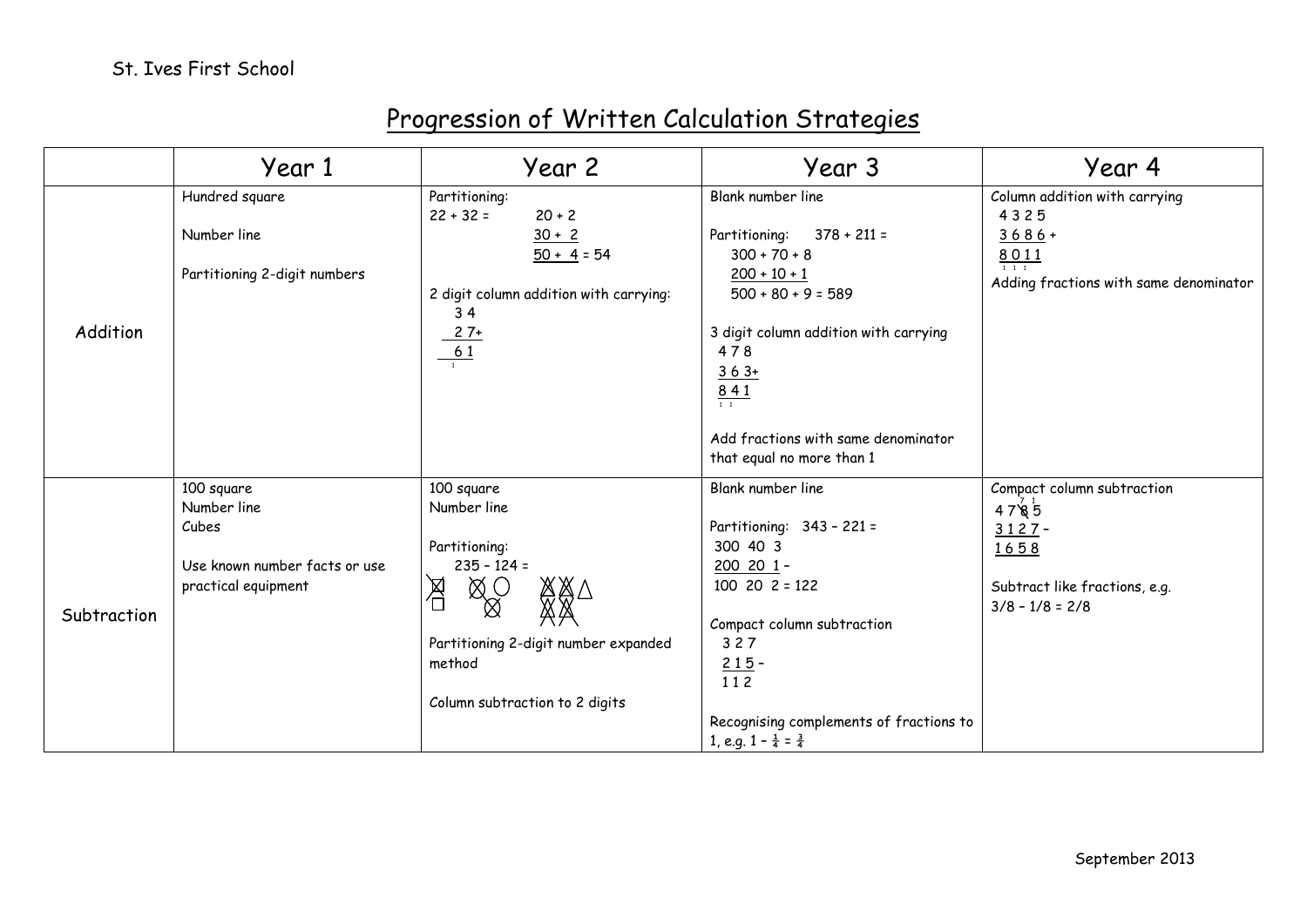St. Ives First School

# Progression of Written Calculation Strategies

| | Year 1 | Year 2 | Year 3 | Year 4 |
|---|---|---|---|---|
| Addition | Hundred square<br><br>Number line<br><br>Partitioning 2-digit numbers | Partitioning:<br>22 + 32 = 20 + 2<br>30 + 2<br>50 + 4 = 54<br><br>2 digit column addition with carrying:<br>3 4<br>2 7+<br>6 1<br>1 | Blank number line<br><br>Partitioning: 378 + 211 =<br>300 + 70 + 8<br>200 + 10 + 1<br>500 + 80 + 9 = 589<br><br>3 digit column addition with carrying<br>4 7 8<br>3 6 3+<br>8 4 1<br>1 1<br><br>Add fractions with same denominator that equal no more than 1 | Column addition with carrying<br>4 3 2 5<br>3 6 8 6 +<br>8 0 1 1<br>1 1 1<br>Adding fractions with same denominator |
| Subtraction | 100 square<br>Number line<br>Cubes<br><br>Use known number facts or use practical equipment | 100 square<br>Number line<br><br>Partitioning:<br>235 – 124 =<br><br>Partitioning 2-digit number expanded method<br><br>Column subtraction to 2 digits | Blank number line<br><br>Partitioning: 343 – 221 =<br>300 40 3<br>200 20 1 –<br>100 20 2 = 122<br><br>Compact column subtraction<br>3 2 7<br>2 1 5 –<br>1 1 2<br><br>Recognising complements of fractions to 1, e.g. $1 - \frac{1}{4} = \frac{3}{4}$ | Compact column subtraction<br>4 7 8 5 (8 crossed to 7, 1 carried)<br>3 1 2 7 –<br>1 6 5 8<br><br>Subtract like fractions, e.g.<br>3/8 – 1/8 = 2/8 |

September 2013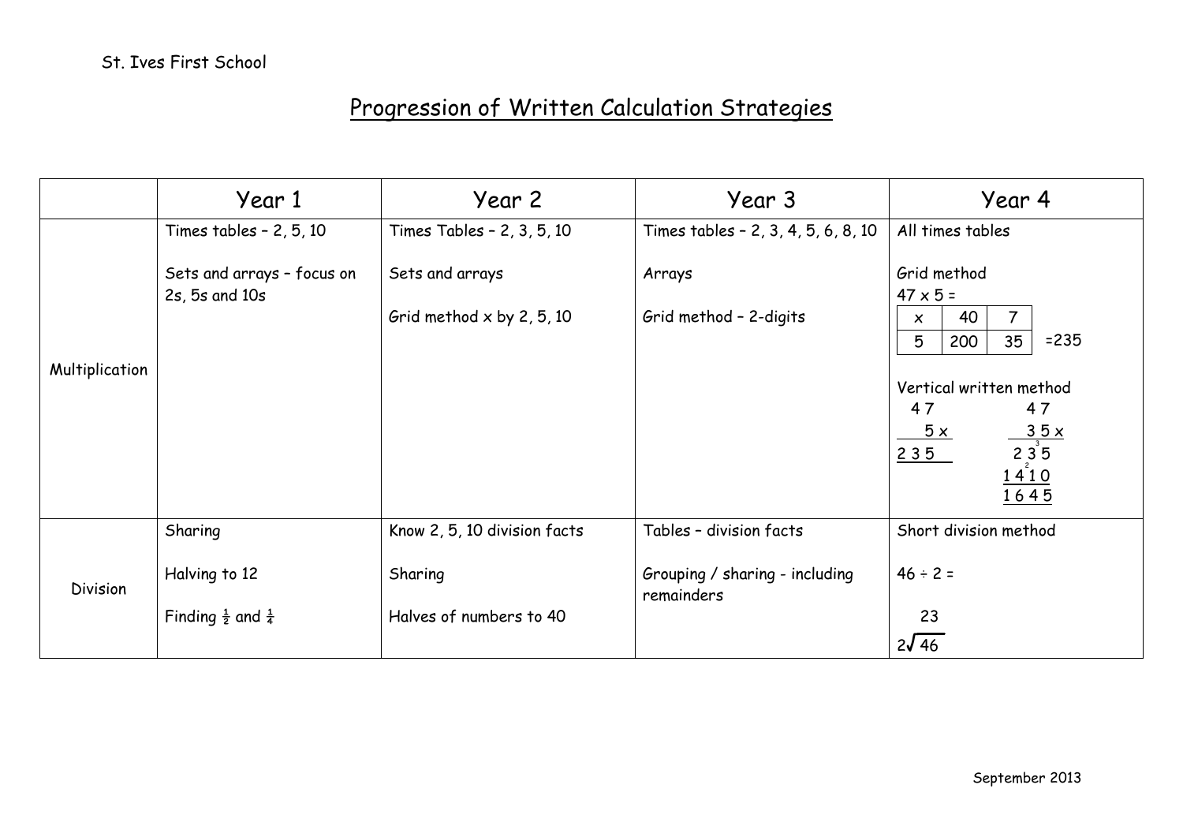St. Ives First School

# Progression of Written Calculation Strategies

| | Year 1 | Year 2 | Year 3 | Year 4 |
|---|---|---|---|---|
| Multiplication | Times tables – 2, 5, 10<br><br>Sets and arrays – focus on 2s, 5s and 10s | Times Tables – 2, 3, 5, 10<br><br>Sets and arrays<br><br>Grid method x by 2, 5, 10 | Times tables – 2, 3, 4, 5, 6, 8, 10<br><br>Arrays<br><br>Grid method – 2-digits | All times tables<br><br>Grid method<br>47 x 5 =<br>[ x \| 40 \| 7 ]<br>[ 5 \| 200 \| 35 ] =235<br><br>Vertical written method<br>47 × 5 = 235<br>47 × 35: 235 (carry 3), 1410 (carry 2), total 1645 |
| Division | Sharing<br><br>Halving to 12<br><br>Finding ½ and ¼ | Know 2, 5, 10 division facts<br><br>Sharing<br><br>Halves of numbers to 40 | Tables – division facts<br><br>Grouping / sharing - including remainders | Short division method<br><br>46 ÷ 2 =<br><br>$2\overline{)46}$ = 23 |

September 2013